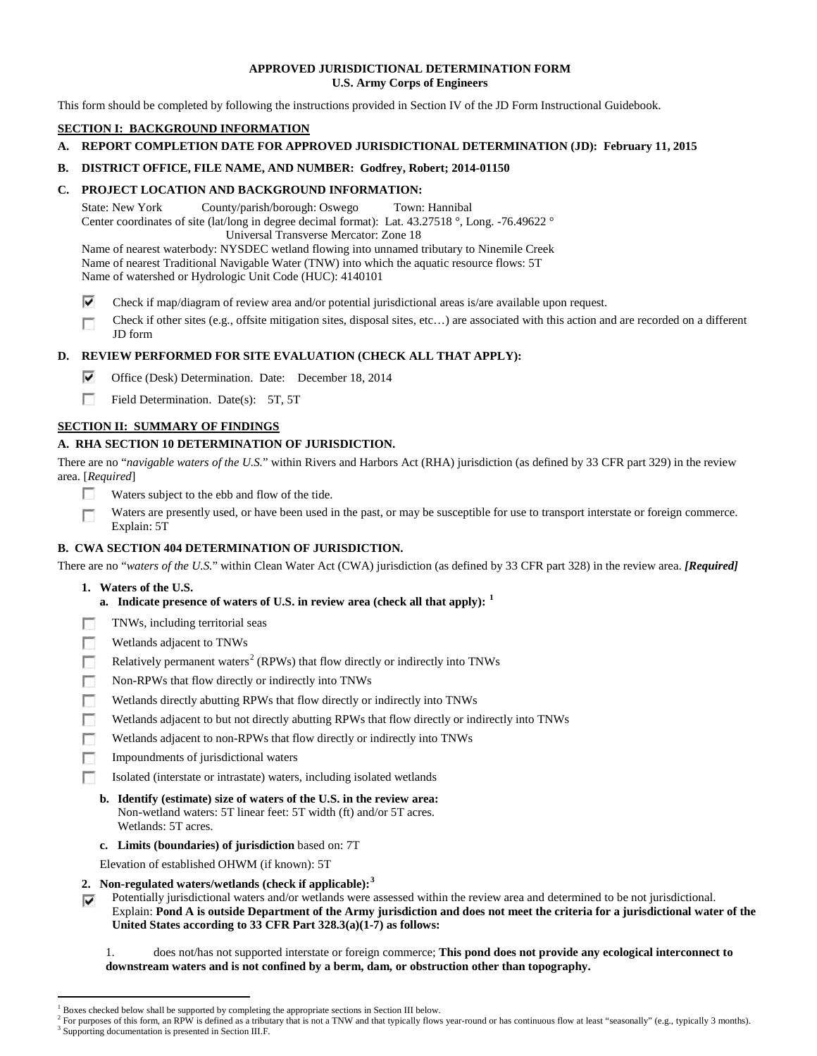# APPROVED JURISDICTIONAL DETERMINATION FORM
## U.S. Army Corps of Engineers

This form should be completed by following the instructions provided in Section IV of the JD Form Instructional Guidebook.

## SECTION I: BACKGROUND INFORMATION

**A. REPORT COMPLETION DATE FOR APPROVED JURISDICTIONAL DETERMINATION (JD): February 11, 2015**

**B. DISTRICT OFFICE, FILE NAME, AND NUMBER: Godfrey, Robert; 2014-01150**

**C. PROJECT LOCATION AND BACKGROUND INFORMATION:**

State: New York County/parish/borough: Oswego Town: Hannibal
Center coordinates of site (lat/long in degree decimal format): Lat. 43.27518 °, Long. -76.49622 °
Universal Transverse Mercator: Zone 18
Name of nearest waterbody: NYSDEC wetland flowing into unnamed tributary to Ninemile Creek
Name of nearest Traditional Navigable Water (TNW) into which the aquatic resource flows: 5T
Name of watershed or Hydrologic Unit Code (HUC): 4140101

- ☑ Check if map/diagram of review area and/or potential jurisdictional areas is/are available upon request.
- ☐ Check if other sites (e.g., offsite mitigation sites, disposal sites, etc…) are associated with this action and are recorded on a different JD form

**D. REVIEW PERFORMED FOR SITE EVALUATION (CHECK ALL THAT APPLY):**

- ☑ Office (Desk) Determination. Date: December 18, 2014
- ☐ Field Determination. Date(s): 5T, 5T

## SECTION II: SUMMARY OF FINDINGS

**A. RHA SECTION 10 DETERMINATION OF JURISDICTION.**

There are no "*navigable waters of the U.S.*" within Rivers and Harbors Act (RHA) jurisdiction (as defined by 33 CFR part 329) in the review area. [*Required*]

- ☐ Waters subject to the ebb and flow of the tide.
- ☐ Waters are presently used, or have been used in the past, or may be susceptible for use to transport interstate or foreign commerce. Explain: 5T

**B. CWA SECTION 404 DETERMINATION OF JURISDICTION.**

There are no "*waters of the U.S.*" within Clean Water Act (CWA) jurisdiction (as defined by 33 CFR part 328) in the review area. ***[Required]***

**1. Waters of the U.S.**

**a. Indicate presence of waters of U.S. in review area (check all that apply):** [1]

- ☐ TNWs, including territorial seas
- ☐ Wetlands adjacent to TNWs
- ☐ Relatively permanent waters[2] (RPWs) that flow directly or indirectly into TNWs
- ☐ Non-RPWs that flow directly or indirectly into TNWs
- ☐ Wetlands directly abutting RPWs that flow directly or indirectly into TNWs
- ☐ Wetlands adjacent to but not directly abutting RPWs that flow directly or indirectly into TNWs
- ☐ Wetlands adjacent to non-RPWs that flow directly or indirectly into TNWs
- ☐ Impoundments of jurisdictional waters
- ☐ Isolated (interstate or intrastate) waters, including isolated wetlands

**b. Identify (estimate) size of waters of the U.S. in the review area:**
Non-wetland waters: 5T linear feet: 5T width (ft) and/or 5T acres.
Wetlands: 5T acres.

**c. Limits (boundaries) of jurisdiction** based on: 7T

Elevation of established OHWM (if known): 5T

**2. Non-regulated waters/wetlands (check if applicable):**[3]

☑ Potentially jurisdictional waters and/or wetlands were assessed within the review area and determined to be not jurisdictional. Explain: **Pond A is outside Department of the Army jurisdiction and does not meet the criteria for a jurisdictional water of the United States according to 33 CFR Part 328.3(a)(1-7) as follows:**

1. does not/has not supported interstate or foreign commerce; **This pond does not provide any ecological interconnect to downstream waters and is not confined by a berm, dam, or obstruction other than topography.**

---

[1] Boxes checked below shall be supported by completing the appropriate sections in Section III below.
[2] For purposes of this form, an RPW is defined as a tributary that is not a TNW and that typically flows year-round or has continuous flow at least "seasonally" (e.g., typically 3 months).
[3] Supporting documentation is presented in Section III.F.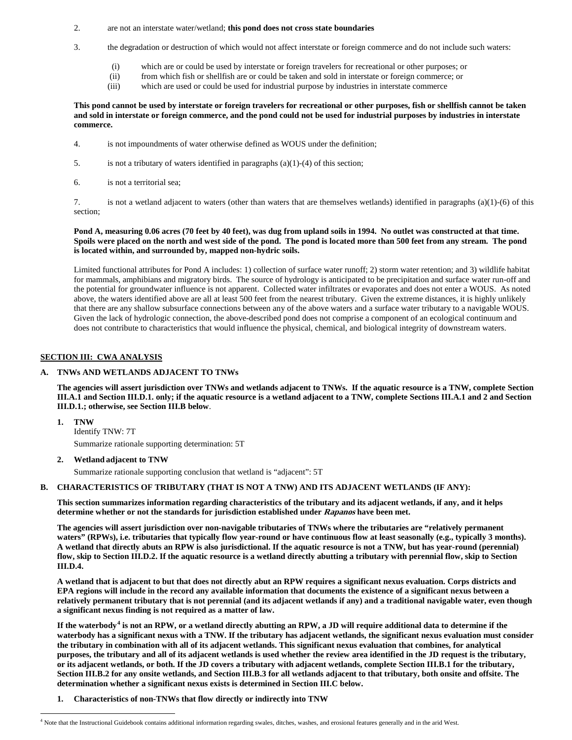2. are not an interstate water/wetland; **this pond does not cross state boundaries**

3. the degradation or destruction of which would not affect interstate or foreign commerce and do not include such waters:

   (i) which are or could be used by interstate or foreign travelers for recreational or other purposes; or
   (ii) from which fish or shellfish are or could be taken and sold in interstate or foreign commerce; or
   (iii) which are used or could be used for industrial purpose by industries in interstate commerce

**This pond cannot be used by interstate or foreign travelers for recreational or other purposes, fish or shellfish cannot be taken and sold in interstate or foreign commerce, and the pond could not be used for industrial purposes by industries in interstate commerce.**

4. is not impoundments of water otherwise defined as WOUS under the definition;

5. is not a tributary of waters identified in paragraphs (a)(1)-(4) of this section;

6. is not a territorial sea;

7. is not a wetland adjacent to waters (other than waters that are themselves wetlands) identified in paragraphs (a)(1)-(6) of this section;

**Pond A, measuring 0.06 acres (70 feet by 40 feet), was dug from upland soils in 1994. No outlet was constructed at that time. Spoils were placed on the north and west side of the pond. The pond is located more than 500 feet from any stream. The pond is located within, and surrounded by, mapped non-hydric soils.**

Limited functional attributes for Pond A includes: 1) collection of surface water runoff; 2) storm water retention; and 3) wildlife habitat for mammals, amphibians and migratory birds. The source of hydrology is anticipated to be precipitation and surface water run-off and the potential for groundwater influence is not apparent. Collected water infiltrates or evaporates and does not enter a WOUS. As noted above, the waters identified above are all at least 500 feet from the nearest tributary. Given the extreme distances, it is highly unlikely that there are any shallow subsurface connections between any of the above waters and a surface water tributary to a navigable WOUS. Given the lack of hydrologic connection, the above-described pond does not comprise a component of an ecological continuum and does not contribute to characteristics that would influence the physical, chemical, and biological integrity of downstream waters.

## SECTION III: CWA ANALYSIS

### A. TNWs AND WETLANDS ADJACENT TO TNWs

**The agencies will assert jurisdiction over TNWs and wetlands adjacent to TNWs. If the aquatic resource is a TNW, complete Section III.A.1 and Section III.D.1. only; if the aquatic resource is a wetland adjacent to a TNW, complete Sections III.A.1 and 2 and Section III.D.1.; otherwise, see Section III.B below**.

**1. TNW**

Identify TNW: 7T

Summarize rationale supporting determination: 5T

**2. Wetland adjacent to TNW**

Summarize rationale supporting conclusion that wetland is "adjacent": 5T

### B. CHARACTERISTICS OF TRIBUTARY (THAT IS NOT A TNW) AND ITS ADJACENT WETLANDS (IF ANY):

**This section summarizes information regarding characteristics of the tributary and its adjacent wetlands, if any, and it helps determine whether or not the standards for jurisdiction established under *Rapanos* have been met.**

**The agencies will assert jurisdiction over non-navigable tributaries of TNWs where the tributaries are "relatively permanent waters" (RPWs), i.e. tributaries that typically flow year-round or have continuous flow at least seasonally (e.g., typically 3 months). A wetland that directly abuts an RPW is also jurisdictional. If the aquatic resource is not a TNW, but has year-round (perennial) flow, skip to Section III.D.2. If the aquatic resource is a wetland directly abutting a tributary with perennial flow, skip to Section III.D.4.**

**A wetland that is adjacent to but that does not directly abut an RPW requires a significant nexus evaluation. Corps districts and EPA regions will include in the record any available information that documents the existence of a significant nexus between a relatively permanent tributary that is not perennial (and its adjacent wetlands if any) and a traditional navigable water, even though a significant nexus finding is not required as a matter of law.**

**If the waterbody[4] is not an RPW, or a wetland directly abutting an RPW, a JD will require additional data to determine if the waterbody has a significant nexus with a TNW. If the tributary has adjacent wetlands, the significant nexus evaluation must consider the tributary in combination with all of its adjacent wetlands. This significant nexus evaluation that combines, for analytical purposes, the tributary and all of its adjacent wetlands is used whether the review area identified in the JD request is the tributary, or its adjacent wetlands, or both. If the JD covers a tributary with adjacent wetlands, complete Section III.B.1 for the tributary, Section III.B.2 for any onsite wetlands, and Section III.B.3 for all wetlands adjacent to that tributary, both onsite and offsite. The determination whether a significant nexus exists is determined in Section III.C below.**

**1. Characteristics of non-TNWs that flow directly or indirectly into TNW**

[4] Note that the Instructional Guidebook contains additional information regarding swales, ditches, washes, and erosional features generally and in the arid West.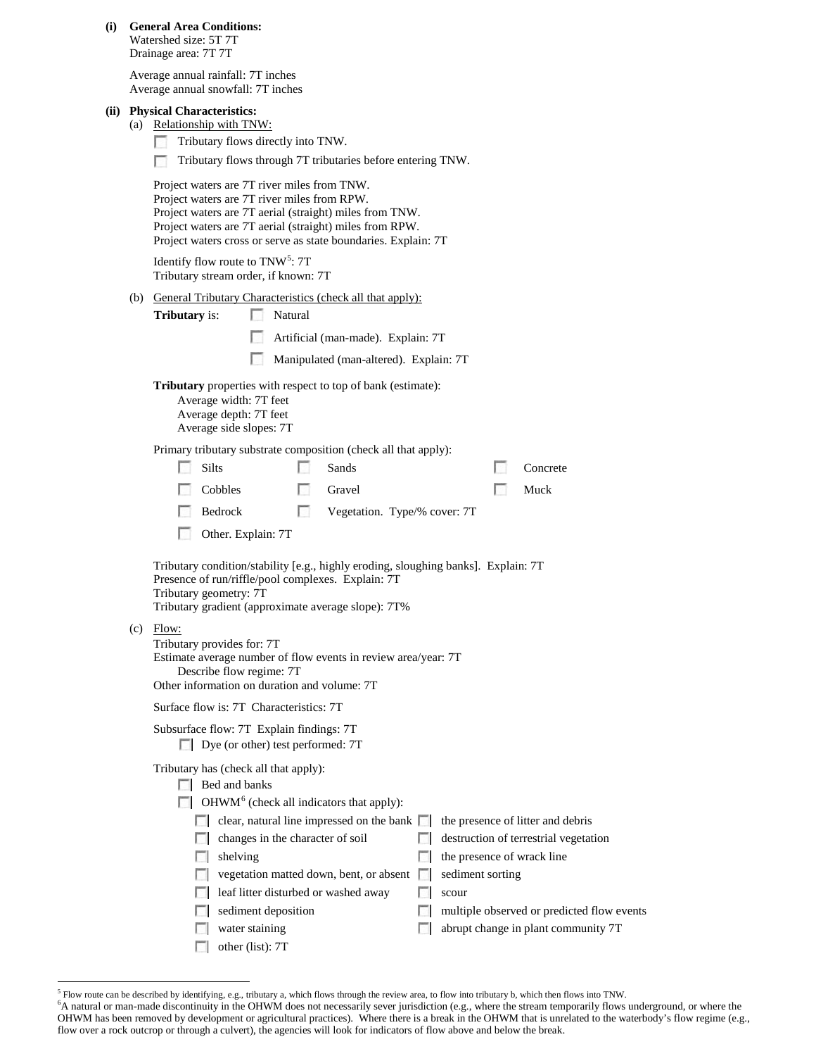**(i) General Area Conditions:**

Watershed size: 5T 7T
Drainage area: 7T 7T

Average annual rainfall: 7T inches
Average annual snowfall: 7T inches

**(ii) Physical Characteristics:**

(a) Relationship with TNW:

- ☐ Tributary flows directly into TNW.
- ☐ Tributary flows through 7T tributaries before entering TNW.

Project waters are 7T river miles from TNW.
Project waters are 7T river miles from RPW.
Project waters are 7T aerial (straight) miles from TNW.
Project waters are 7T aerial (straight) miles from RPW.
Project waters cross or serve as state boundaries. Explain: 7T

Identify flow route to TNW[5]: 7T
Tributary stream order, if known: 7T

(b) General Tributary Characteristics (check all that apply):

**Tributary** is:
- ☐ Natural
- ☐ Artificial (man-made). Explain: 7T
- ☐ Manipulated (man-altered). Explain: 7T

**Tributary** properties with respect to top of bank (estimate):
Average width: 7T feet
Average depth: 7T feet
Average side slopes: 7T

Primary tributary substrate composition (check all that apply):

- ☐ Silts
- ☐ Sands
- ☐ Concrete
- ☐ Cobbles
- ☐ Gravel
- ☐ Muck
- ☐ Bedrock
- ☐ Vegetation. Type/% cover: 7T
- ☐ Other. Explain: 7T

Tributary condition/stability [e.g., highly eroding, sloughing banks]. Explain: 7T
Presence of run/riffle/pool complexes. Explain: 7T
Tributary geometry: 7T
Tributary gradient (approximate average slope): 7T%

(c) Flow:

Tributary provides for: 7T
Estimate average number of flow events in review area/year: 7T
Describe flow regime: 7T
Other information on duration and volume: 7T

Surface flow is: 7T Characteristics: 7T

Subsurface flow: 7T Explain findings: 7T
- ☐ Dye (or other) test performed: 7T

Tributary has (check all that apply):
- ☐ Bed and banks
- ☐ OHWM[6] (check all indicators that apply):
  - ☐ clear, natural line impressed on the bank
  - ☐ the presence of litter and debris
  - ☐ changes in the character of soil
  - ☐ destruction of terrestrial vegetation
  - ☐ shelving
  - ☐ the presence of wrack line
  - ☐ vegetation matted down, bent, or absent
  - ☐ sediment sorting
  - ☐ leaf litter disturbed or washed away
  - ☐ scour
  - ☐ sediment deposition
  - ☐ multiple observed or predicted flow events
  - ☐ water staining
  - ☐ abrupt change in plant community 7T
  - ☐ other (list): 7T

---

[5] Flow route can be described by identifying, e.g., tributary a, which flows through the review area, to flow into tributary b, which then flows into TNW.

[6] A natural or man-made discontinuity in the OHWM does not necessarily sever jurisdiction (e.g., where the stream temporarily flows underground, or where the OHWM has been removed by development or agricultural practices). Where there is a break in the OHWM that is unrelated to the waterbody's flow regime (e.g., flow over a rock outcrop or through a culvert), the agencies will look for indicators of flow above and below the break.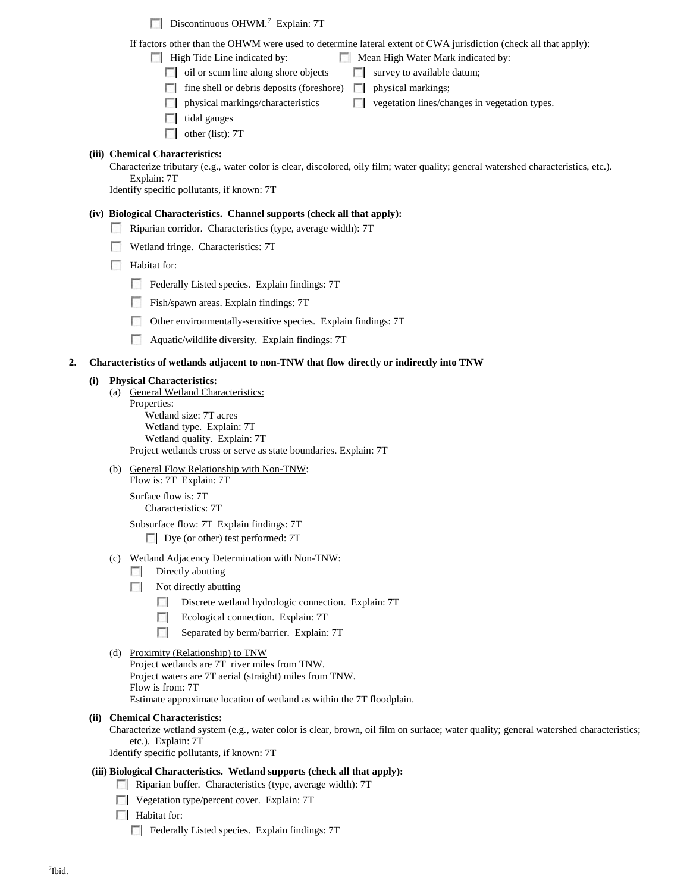☐ Discontinuous OHWM.[7] Explain: 7T

If factors other than the OHWM were used to determine lateral extent of CWA jurisdiction (check all that apply):

☐ High Tide Line indicated by:
- ☐ oil or scum line along shore objects
- ☐ fine shell or debris deposits (foreshore)
- ☐ physical markings/characteristics
- ☐ tidal gauges
- ☐ other (list): 7T

☐ Mean High Water Mark indicated by:
- ☐ survey to available datum;
- ☐ physical markings;
- ☐ vegetation lines/changes in vegetation types.

**(iii) Chemical Characteristics:**

Characterize tributary (e.g., water color is clear, discolored, oily film; water quality; general watershed characteristics, etc.). Explain: 7T

Identify specific pollutants, if known: 7T

**(iv) Biological Characteristics. Channel supports (check all that apply):**

☐ Riparian corridor. Characteristics (type, average width): 7T

☐ Wetland fringe. Characteristics: 7T

☐ Habitat for:

- ☐ Federally Listed species. Explain findings: 7T
- ☐ Fish/spawn areas. Explain findings: 7T
- ☐ Other environmentally-sensitive species. Explain findings: 7T
- ☐ Aquatic/wildlife diversity. Explain findings: 7T

**2. Characteristics of wetlands adjacent to non-TNW that flow directly or indirectly into TNW**

**(i) Physical Characteristics:**

(a) General Wetland Characteristics:

Properties:

Wetland size: 7T acres

Wetland type. Explain: 7T

Wetland quality. Explain: 7T

Project wetlands cross or serve as state boundaries. Explain: 7T

(b) General Flow Relationship with Non-TNW:

Flow is: 7T Explain: 7T

Surface flow is: 7T

Characteristics: 7T

Subsurface flow: 7T Explain findings: 7T

☐ Dye (or other) test performed: 7T

(c) Wetland Adjacency Determination with Non-TNW:

☐ Directly abutting

☐ Not directly abutting

- ☐ Discrete wetland hydrologic connection. Explain: 7T
- ☐ Ecological connection. Explain: 7T
- ☐ Separated by berm/barrier. Explain: 7T

(d) Proximity (Relationship) to TNW

Project wetlands are 7T river miles from TNW.

Project waters are 7T aerial (straight) miles from TNW.

Flow is from: 7T

Estimate approximate location of wetland as within the 7T floodplain.

**(ii) Chemical Characteristics:**

Characterize wetland system (e.g., water color is clear, brown, oil film on surface; water quality; general watershed characteristics; etc.). Explain: 7T

Identify specific pollutants, if known: 7T

**(iii) Biological Characteristics. Wetland supports (check all that apply):**

☐ Riparian buffer. Characteristics (type, average width): 7T

☐ Vegetation type/percent cover. Explain: 7T

☐ Habitat for:

- ☐ Federally Listed species. Explain findings: 7T

[7] Ibid.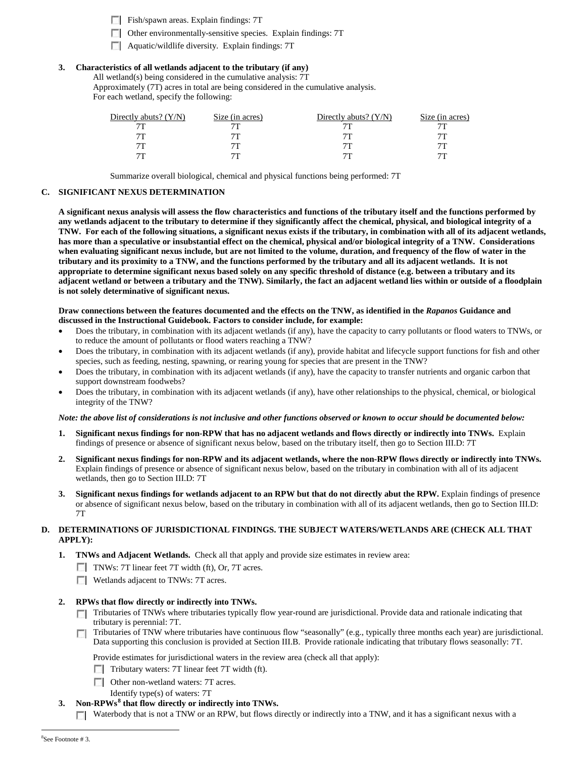- ☐ Fish/spawn areas. Explain findings: 7T
- ☐ Other environmentally-sensitive species. Explain findings: 7T
- ☐ Aquatic/wildlife diversity. Explain findings: 7T

**3. Characteristics of all wetlands adjacent to the tributary (if any)**

All wetland(s) being considered in the cumulative analysis: 7T
Approximately (7T) acres in total are being considered in the cumulative analysis.
For each wetland, specify the following:

| Directly abuts? (Y/N) | Size (in acres) | Directly abuts? (Y/N) | Size (in acres) |
|---|---|---|---|
| 7T | 7T | 7T | 7T |
| 7T | 7T | 7T | 7T |
| 7T | 7T | 7T | 7T |
| 7T | 7T | 7T | 7T |

Summarize overall biological, chemical and physical functions being performed: 7T

## C. SIGNIFICANT NEXUS DETERMINATION

**A significant nexus analysis will assess the flow characteristics and functions of the tributary itself and the functions performed by any wetlands adjacent to the tributary to determine if they significantly affect the chemical, physical, and biological integrity of a TNW. For each of the following situations, a significant nexus exists if the tributary, in combination with all of its adjacent wetlands, has more than a speculative or insubstantial effect on the chemical, physical and/or biological integrity of a TNW. Considerations when evaluating significant nexus include, but are not limited to the volume, duration, and frequency of the flow of water in the tributary and its proximity to a TNW, and the functions performed by the tributary and all its adjacent wetlands. It is not appropriate to determine significant nexus based solely on any specific threshold of distance (e.g. between a tributary and its adjacent wetland or between a tributary and the TNW). Similarly, the fact an adjacent wetland lies within or outside of a floodplain is not solely determinative of significant nexus.**

**Draw connections between the features documented and the effects on the TNW, as identified in the *Rapanos* Guidance and discussed in the Instructional Guidebook. Factors to consider include, for example:**

- Does the tributary, in combination with its adjacent wetlands (if any), have the capacity to carry pollutants or flood waters to TNWs, or to reduce the amount of pollutants or flood waters reaching a TNW?
- Does the tributary, in combination with its adjacent wetlands (if any), provide habitat and lifecycle support functions for fish and other species, such as feeding, nesting, spawning, or rearing young for species that are present in the TNW?
- Does the tributary, in combination with its adjacent wetlands (if any), have the capacity to transfer nutrients and organic carbon that support downstream foodwebs?
- Does the tributary, in combination with its adjacent wetlands (if any), have other relationships to the physical, chemical, or biological integrity of the TNW?

***Note: the above list of considerations is not inclusive and other functions observed or known to occur should be documented below:***

1. **Significant nexus findings for non-RPW that has no adjacent wetlands and flows directly or indirectly into TNWs.** Explain findings of presence or absence of significant nexus below, based on the tributary itself, then go to Section III.D: 7T

2. **Significant nexus findings for non-RPW and its adjacent wetlands, where the non-RPW flows directly or indirectly into TNWs.** Explain findings of presence or absence of significant nexus below, based on the tributary in combination with all of its adjacent wetlands, then go to Section III.D: 7T

3. **Significant nexus findings for wetlands adjacent to an RPW but that do not directly abut the RPW.** Explain findings of presence or absence of significant nexus below, based on the tributary in combination with all of its adjacent wetlands, then go to Section III.D: 7T

## D. DETERMINATIONS OF JURISDICTIONAL FINDINGS. THE SUBJECT WATERS/WETLANDS ARE (CHECK ALL THAT APPLY):

1. **TNWs and Adjacent Wetlands.** Check all that apply and provide size estimates in review area:
   - ☐ TNWs: 7T linear feet 7T width (ft), Or, 7T acres.
   - ☐ Wetlands adjacent to TNWs: 7T acres.

2. **RPWs that flow directly or indirectly into TNWs.**
   - ☐ Tributaries of TNWs where tributaries typically flow year-round are jurisdictional. Provide data and rationale indicating that tributary is perennial: 7T.
   - ☐ Tributaries of TNW where tributaries have continuous flow "seasonally" (e.g., typically three months each year) are jurisdictional. Data supporting this conclusion is provided at Section III.B. Provide rationale indicating that tributary flows seasonally: 7T.

   Provide estimates for jurisdictional waters in the review area (check all that apply):
   - ☐ Tributary waters: 7T linear feet 7T width (ft).
   - ☐ Other non-wetland waters: 7T acres.
     Identify type(s) of waters: 7T

3. **Non-RPWs[8] that flow directly or indirectly into TNWs.**
   - ☐ Waterbody that is not a TNW or an RPW, but flows directly or indirectly into a TNW, and it has a significant nexus with a

[8]See Footnote # 3.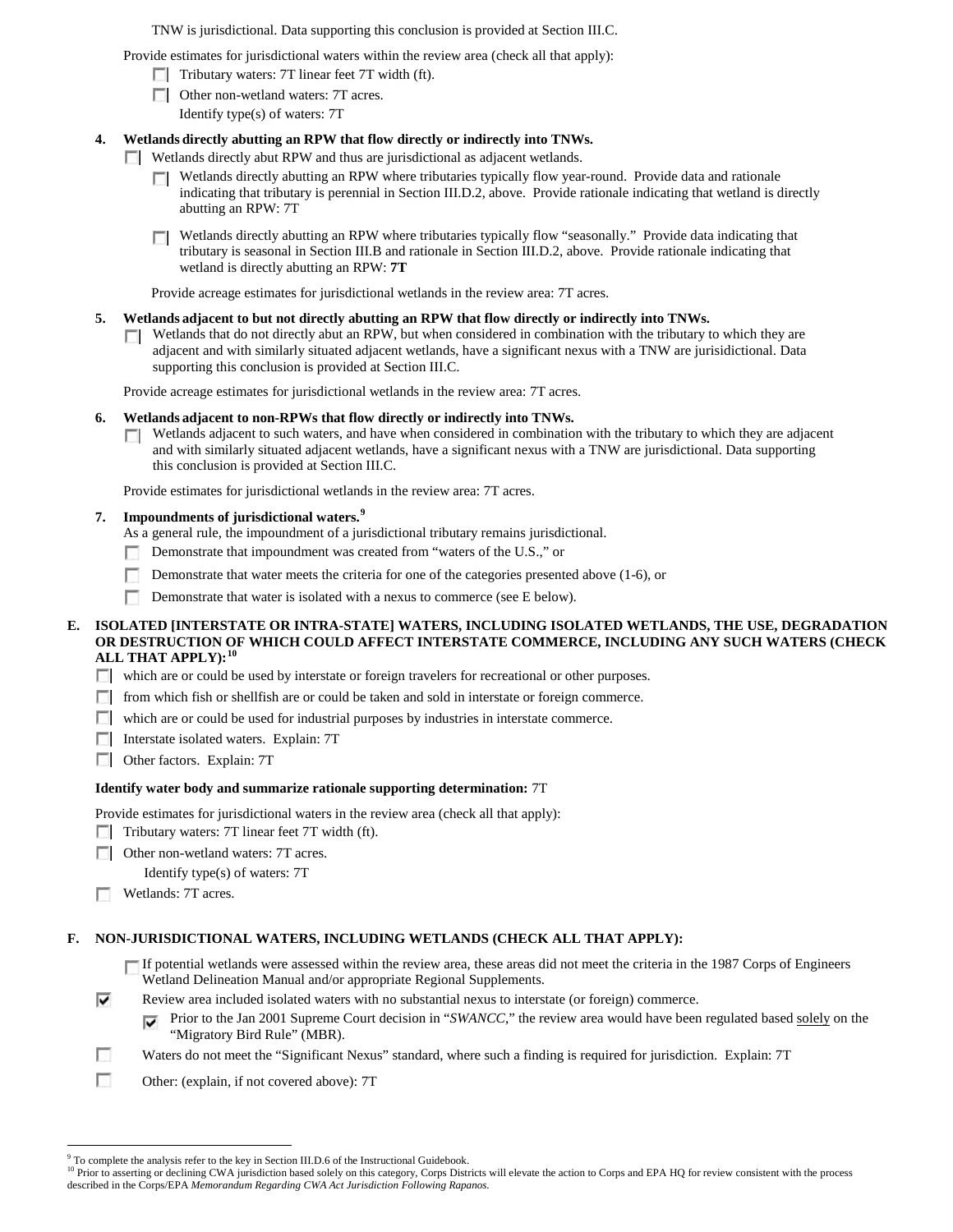TNW is jurisdictional. Data supporting this conclusion is provided at Section III.C.

Provide estimates for jurisdictional waters within the review area (check all that apply):

- ☐ Tributary waters: 7T linear feet 7T width (ft).
- ☐ Other non-wetland waters: 7T acres.
  Identify type(s) of waters: 7T

**4. Wetlands directly abutting an RPW that flow directly or indirectly into TNWs.**

- ☐ Wetlands directly abut RPW and thus are jurisdictional as adjacent wetlands.
  - ☐ Wetlands directly abutting an RPW where tributaries typically flow year-round. Provide data and rationale indicating that tributary is perennial in Section III.D.2, above. Provide rationale indicating that wetland is directly abutting an RPW: 7T
  - ☐ Wetlands directly abutting an RPW where tributaries typically flow "seasonally." Provide data indicating that tributary is seasonal in Section III.B and rationale in Section III.D.2, above. Provide rationale indicating that wetland is directly abutting an RPW: **7T**

Provide acreage estimates for jurisdictional wetlands in the review area: 7T acres.

**5. Wetlands adjacent to but not directly abutting an RPW that flow directly or indirectly into TNWs.**

- ☐ Wetlands that do not directly abut an RPW, but when considered in combination with the tributary to which they are adjacent and with similarly situated adjacent wetlands, have a significant nexus with a TNW are jurisidictional. Data supporting this conclusion is provided at Section III.C.

Provide acreage estimates for jurisdictional wetlands in the review area: 7T acres.

**6. Wetlands adjacent to non-RPWs that flow directly or indirectly into TNWs.**

- ☐ Wetlands adjacent to such waters, and have when considered in combination with the tributary to which they are adjacent and with similarly situated adjacent wetlands, have a significant nexus with a TNW are jurisdictional. Data supporting this conclusion is provided at Section III.C.

Provide estimates for jurisdictional wetlands in the review area: 7T acres.

**7. Impoundments of jurisdictional waters.[9]**

As a general rule, the impoundment of a jurisdictional tributary remains jurisdictional.

- ☐ Demonstrate that impoundment was created from "waters of the U.S.," or
- ☐ Demonstrate that water meets the criteria for one of the categories presented above (1-6), or
- ☐ Demonstrate that water is isolated with a nexus to commerce (see E below).

**E. ISOLATED [INTERSTATE OR INTRA-STATE] WATERS, INCLUDING ISOLATED WETLANDS, THE USE, DEGRADATION OR DESTRUCTION OF WHICH COULD AFFECT INTERSTATE COMMERCE, INCLUDING ANY SUCH WATERS (CHECK ALL THAT APPLY):[10]**

- ☐ which are or could be used by interstate or foreign travelers for recreational or other purposes.
- ☐ from which fish or shellfish are or could be taken and sold in interstate or foreign commerce.
- ☐ which are or could be used for industrial purposes by industries in interstate commerce.
- ☐ Interstate isolated waters. Explain: 7T
- ☐ Other factors. Explain: 7T

**Identify water body and summarize rationale supporting determination:** 7T

Provide estimates for jurisdictional waters in the review area (check all that apply):

- ☐ Tributary waters: 7T linear feet 7T width (ft).
- ☐ Other non-wetland waters: 7T acres.
  Identify type(s) of waters: 7T
- ☐ Wetlands: 7T acres.

**F. NON-JURISDICTIONAL WATERS, INCLUDING WETLANDS (CHECK ALL THAT APPLY):**

- ☐ If potential wetlands were assessed within the review area, these areas did not meet the criteria in the 1987 Corps of Engineers Wetland Delineation Manual and/or appropriate Regional Supplements.
- ☑ Review area included isolated waters with no substantial nexus to interstate (or foreign) commerce.
  - ☑ Prior to the Jan 2001 Supreme Court decision in "*SWANCC*," the review area would have been regulated based solely on the "Migratory Bird Rule" (MBR).
- ☐ Waters do not meet the "Significant Nexus" standard, where such a finding is required for jurisdiction. Explain: 7T
- ☐ Other: (explain, if not covered above): 7T

---

[9] To complete the analysis refer to the key in Section III.D.6 of the Instructional Guidebook.

[10] Prior to asserting or declining CWA jurisdiction based solely on this category, Corps Districts will elevate the action to Corps and EPA HQ for review consistent with the process described in the Corps/EPA *Memorandum Regarding CWA Act Jurisdiction Following Rapanos.*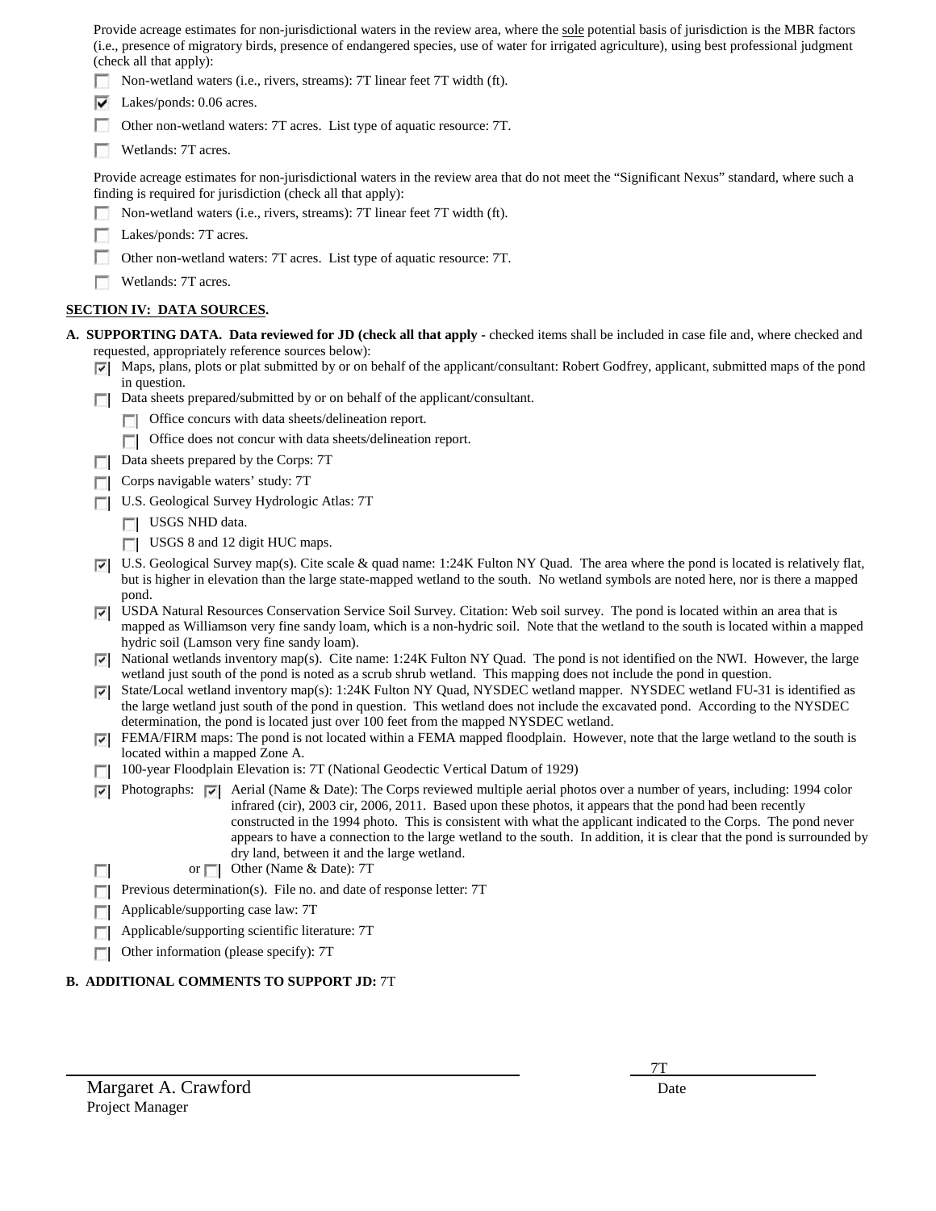Provide acreage estimates for non-jurisdictional waters in the review area, where the sole potential basis of jurisdiction is the MBR factors (i.e., presence of migratory birds, presence of endangered species, use of water for irrigated agriculture), using best professional judgment (check all that apply):

- [ ] Non-wetland waters (i.e., rivers, streams): 7T linear feet 7T width (ft).
- [x] Lakes/ponds: 0.06 acres.
- [ ] Other non-wetland waters: 7T acres. List type of aquatic resource: 7T.
- [ ] Wetlands: 7T acres.

Provide acreage estimates for non-jurisdictional waters in the review area that do not meet the "Significant Nexus" standard, where such a finding is required for jurisdiction (check all that apply):

- [ ] Non-wetland waters (i.e., rivers, streams): 7T linear feet 7T width (ft).
- [ ] Lakes/ponds: 7T acres.
- [ ] Other non-wetland waters: 7T acres. List type of aquatic resource: 7T.
- [ ] Wetlands: 7T acres.

**SECTION IV: DATA SOURCES.**

**A. SUPPORTING DATA. Data reviewed for JD (check all that apply** - checked items shall be included in case file and, where checked and requested, appropriately reference sources below):

- [x] Maps, plans, plots or plat submitted by or on behalf of the applicant/consultant: Robert Godfrey, applicant, submitted maps of the pond in question.
- [ ] Data sheets prepared/submitted by or on behalf of the applicant/consultant.
  - [ ] Office concurs with data sheets/delineation report.
  - [ ] Office does not concur with data sheets/delineation report.
- [ ] Data sheets prepared by the Corps: 7T
- [ ] Corps navigable waters' study: 7T
- [ ] U.S. Geological Survey Hydrologic Atlas: 7T
  - [ ] USGS NHD data.
  - [ ] USGS 8 and 12 digit HUC maps.
- [x] U.S. Geological Survey map(s). Cite scale & quad name: 1:24K Fulton NY Quad. The area where the pond is located is relatively flat, but is higher in elevation than the large state-mapped wetland to the south. No wetland symbols are noted here, nor is there a mapped pond.
- [x] USDA Natural Resources Conservation Service Soil Survey. Citation: Web soil survey. The pond is located within an area that is mapped as Williamson very fine sandy loam, which is a non-hydric soil. Note that the wetland to the south is located within a mapped hydric soil (Lamson very fine sandy loam).
- [x] National wetlands inventory map(s). Cite name: 1:24K Fulton NY Quad. The pond is not identified on the NWI. However, the large wetland just south of the pond is noted as a scrub shrub wetland. This mapping does not include the pond in question.
- [x] State/Local wetland inventory map(s): 1:24K Fulton NY Quad, NYSDEC wetland mapper. NYSDEC wetland FU-31 is identified as the large wetland just south of the pond in question. This wetland does not include the excavated pond. According to the NYSDEC determination, the pond is located just over 100 feet from the mapped NYSDEC wetland.
- [x] FEMA/FIRM maps: The pond is not located within a FEMA mapped floodplain. However, note that the large wetland to the south is located within a mapped Zone A.
- [ ] 100-year Floodplain Elevation is: 7T (National Geodectic Vertical Datum of 1929)
- [x] Photographs: [x] Aerial (Name & Date): The Corps reviewed multiple aerial photos over a number of years, including: 1994 color infrared (cir), 2003 cir, 2006, 2011. Based upon these photos, it appears that the pond had been recently constructed in the 1994 photo. This is consistent with what the applicant indicated to the Corps. The pond never appears to have a connection to the large wetland to the south. In addition, it is clear that the pond is surrounded by dry land, between it and the large wetland.
  or [ ] Other (Name & Date): 7T
- [ ] Previous determination(s). File no. and date of response letter: 7T
- [ ] Applicable/supporting case law: 7T
- [ ] Applicable/supporting scientific literature: 7T
- [ ] Other information (please specify): 7T

**B. ADDITIONAL COMMENTS TO SUPPORT JD:** 7T

Margaret A. Crawford
Project Manager

7T
Date